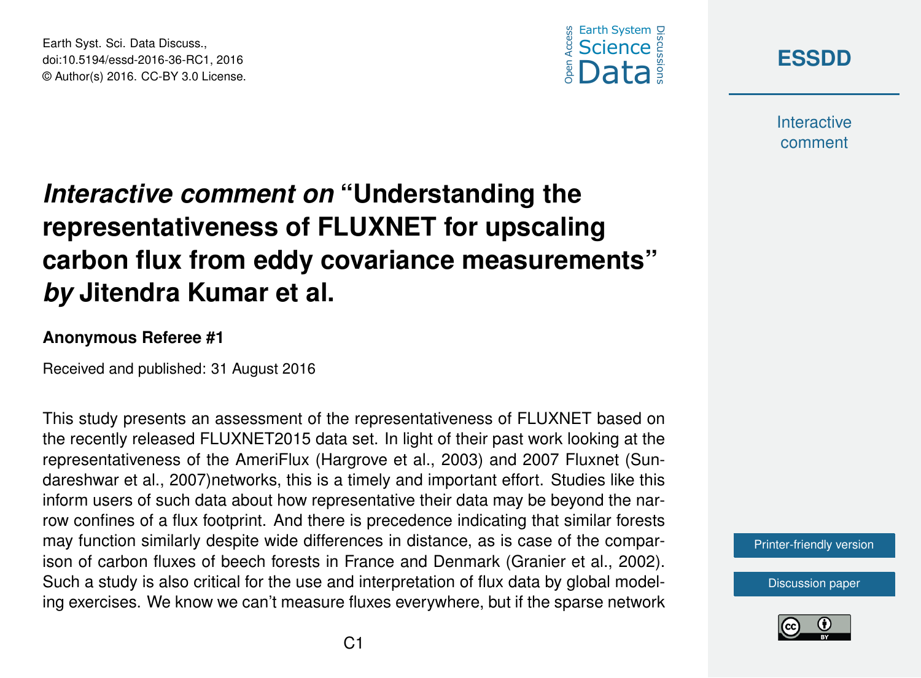# *Interactive comment on* "Understanding the representativeness of FLUXNET for upscaling carbon flux from eddy covariance measurements" *by* Jitendra Kumar et al.

**Anonymous Referee #1**

Received and published: 31 August 2016

This study presents an assessment of the representativeness of FLUXNET based on the recently released FLUXNET2015 data set. In light of their past work looking at the representativeness of the AmeriFlux (Hargrove et al., 2003) and 2007 Fluxnet (Sundareshwar et al., 2007)networks, this is a timely and important effort. Studies like this inform users of such data about how representative their data may be beyond the narrow confines of a flux footprint. And there is precedence indicating that similar forests may function similarly despite wide differences in distance, as is case of the comparison of carbon fluxes of beech forests in France and Denmark (Granier et al., 2002). Such a study is also critical for the use and interpretation of flux data by global modeling exercises. We know we can't measure fluxes everywhere, but if the sparse network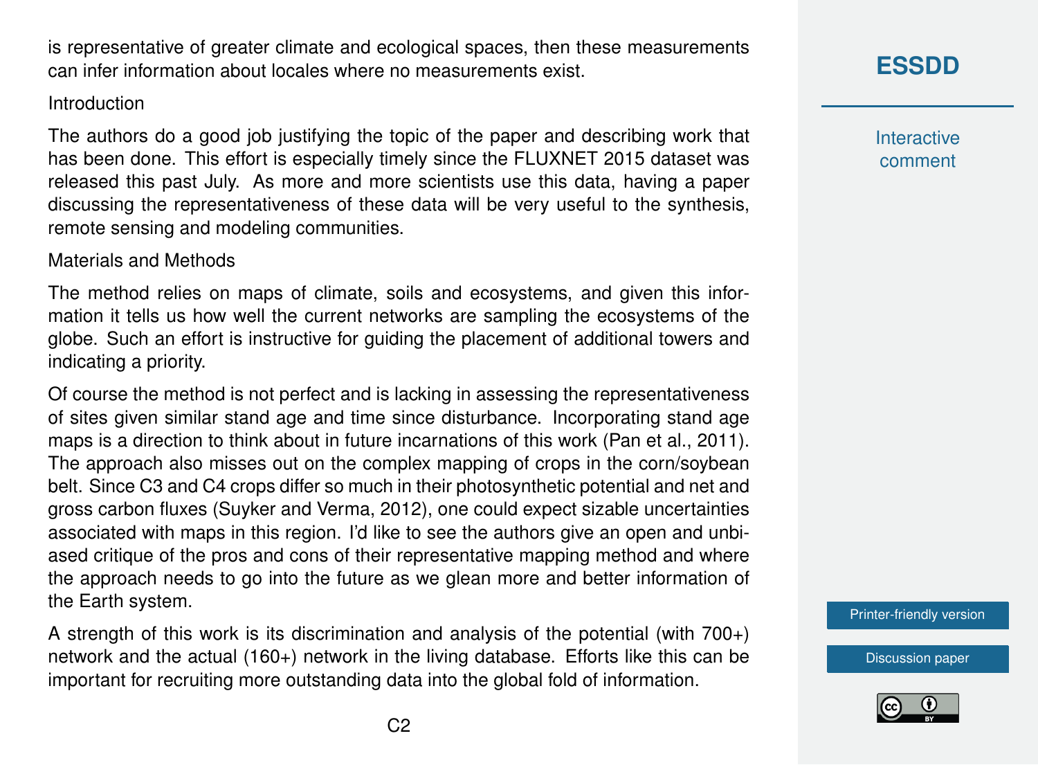is representative of greater climate and ecological spaces, then these measurements can infer information about locales where no measurements exist.

## Introduction

The authors do a good job justifying the topic of the paper and describing work that has been done. This effort is especially timely since the FLUXNET 2015 dataset was released this past July. As more and more scientists use this data, having a paper discussing the representativeness of these data will be very useful to the synthesis, remote sensing and modeling communities.

## Materials and Methods

The method relies on maps of climate, soils and ecosystems, and given this information it tells us how well the current networks are sampling the ecosystems of the globe. Such an effort is instructive for guiding the placement of additional towers and indicating a priority.

Of course the method is not perfect and is lacking in assessing the representativeness of sites given similar stand age and time since disturbance. Incorporating stand age maps is a direction to think about in future incarnations of this work (Pan et al., 2011). The approach also misses out on the complex mapping of crops in the corn/soybean belt. Since C3 and C4 crops differ so much in their photosynthetic potential and net and gross carbon fluxes (Suyker and Verma, 2012), one could expect sizable uncertainties associated with maps in this region. I'd like to see the authors give an open and unbiased critique of the pros and cons of their representative mapping method and where the approach needs to go into the future as we glean more and better information of the Earth system.

A strength of this work is its discrimination and analysis of the potential (with 700+) network and the actual (160+) network in the living database. Efforts like this can be important for recruiting more outstanding data into the global fold of information.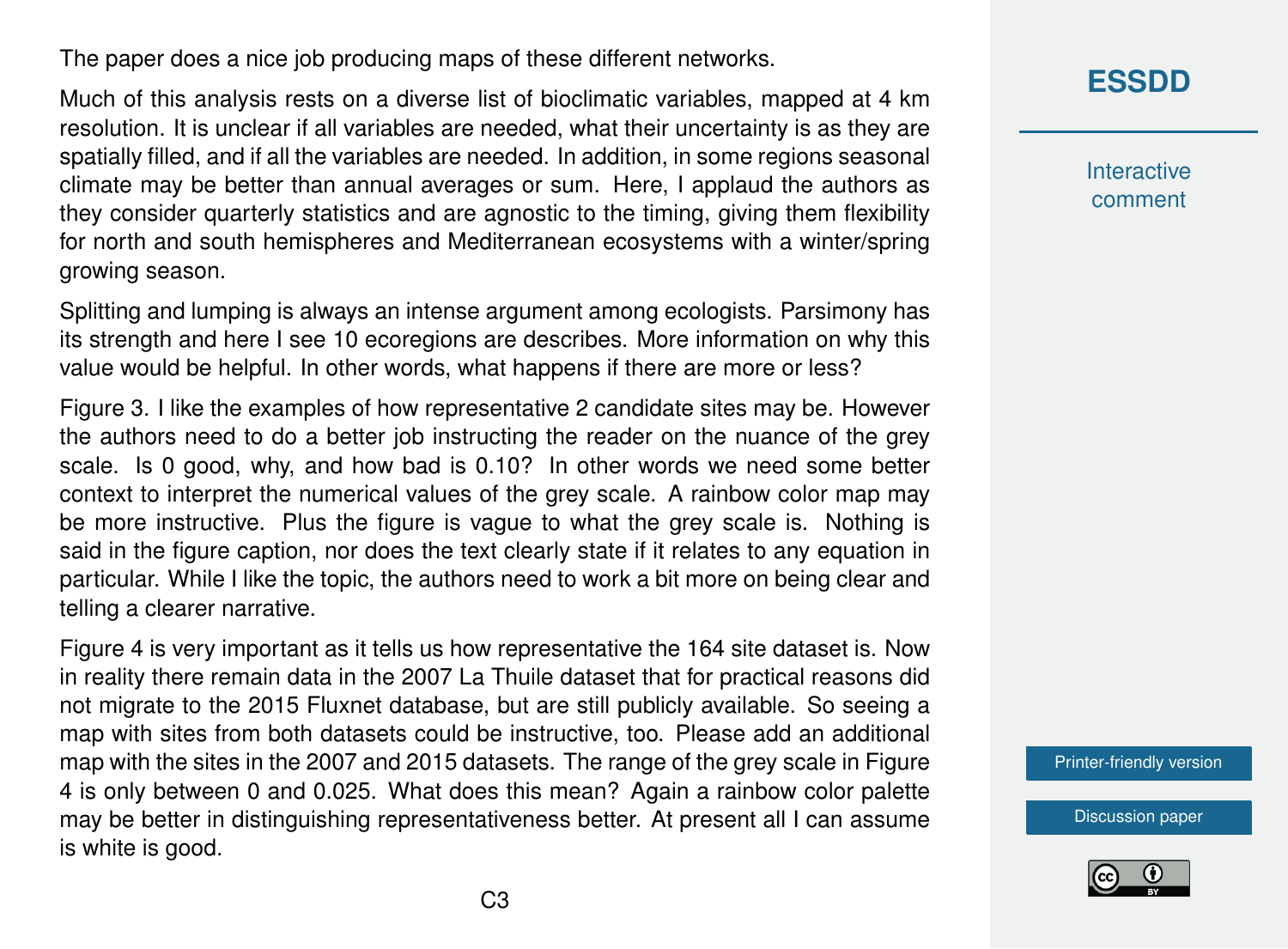The paper does a nice job producing maps of these different networks.

Much of this analysis rests on a diverse list of bioclimatic variables, mapped at 4 km resolution. It is unclear if all variables are needed, what their uncertainty is as they are spatially filled, and if all the variables are needed. In addition, in some regions seasonal climate may be better than annual averages or sum. Here, I applaud the authors as they consider quarterly statistics and are agnostic to the timing, giving them flexibility for north and south hemispheres and Mediterranean ecosystems with a winter/spring growing season.

Splitting and lumping is always an intense argument among ecologists. Parsimony has its strength and here I see 10 ecoregions are describes. More information on why this value would be helpful. In other words, what happens if there are more or less?

Figure 3. I like the examples of how representative 2 candidate sites may be. However the authors need to do a better job instructing the reader on the nuance of the grey scale. Is 0 good, why, and how bad is 0.10? In other words we need some better context to interpret the numerical values of the grey scale. A rainbow color map may be more instructive. Plus the figure is vague to what the grey scale is. Nothing is said in the figure caption, nor does the text clearly state if it relates to any equation in particular. While I like the topic, the authors need to work a bit more on being clear and telling a clearer narrative.

Figure 4 is very important as it tells us how representative the 164 site dataset is. Now in reality there remain data in the 2007 La Thuile dataset that for practical reasons did not migrate to the 2015 Fluxnet database, but are still publicly available. So seeing a map with sites from both datasets could be instructive, too. Please add an additional map with the sites in the 2007 and 2015 datasets. The range of the grey scale in Figure 4 is only between 0 and 0.025. What does this mean? Again a rainbow color palette may be better in distinguishing representativeness better. At present all I can assume is white is good.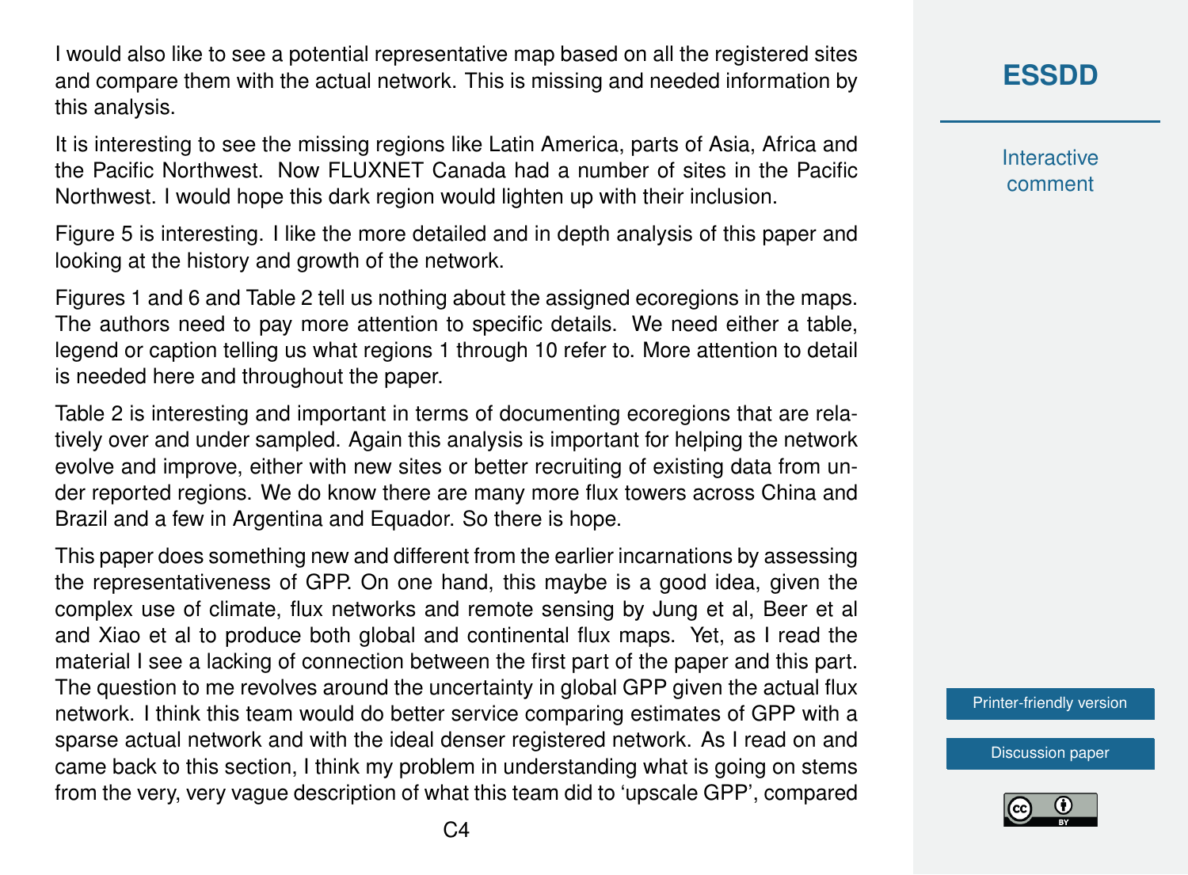I would also like to see a potential representative map based on all the registered sites and compare them with the actual network. This is missing and needed information by this analysis.

It is interesting to see the missing regions like Latin America, parts of Asia, Africa and the Pacific Northwest. Now FLUXNET Canada had a number of sites in the Pacific Northwest. I would hope this dark region would lighten up with their inclusion.

Figure 5 is interesting. I like the more detailed and in depth analysis of this paper and looking at the history and growth of the network.

Figures 1 and 6 and Table 2 tell us nothing about the assigned ecoregions in the maps. The authors need to pay more attention to specific details. We need either a table, legend or caption telling us what regions 1 through 10 refer to. More attention to detail is needed here and throughout the paper.

Table 2 is interesting and important in terms of documenting ecoregions that are relatively over and under sampled. Again this analysis is important for helping the network evolve and improve, either with new sites or better recruiting of existing data from under reported regions. We do know there are many more flux towers across China and Brazil and a few in Argentina and Equador. So there is hope.

This paper does something new and different from the earlier incarnations by assessing the representativeness of GPP. On one hand, this maybe is a good idea, given the complex use of climate, flux networks and remote sensing by Jung et al, Beer et al and Xiao et al to produce both global and continental flux maps. Yet, as I read the material I see a lacking of connection between the first part of the paper and this part. The question to me revolves around the uncertainty in global GPP given the actual flux network. I think this team would do better service comparing estimates of GPP with a sparse actual network and with the ideal denser registered network. As I read on and came back to this section, I think my problem in understanding what is going on stems from the very, very vague description of what this team did to 'upscale GPP', compared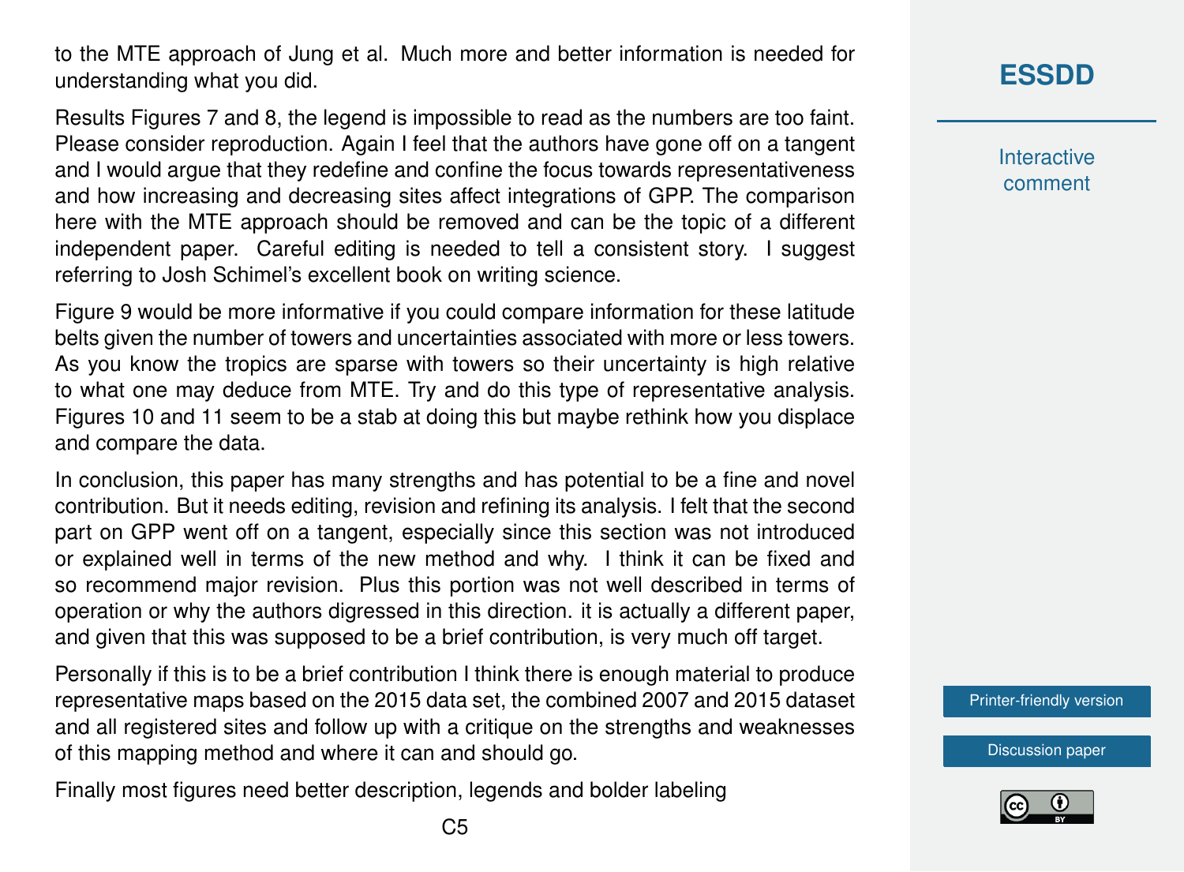to the MTE approach of Jung et al. Much more and better information is needed for understanding what you did.

Results Figures 7 and 8, the legend is impossible to read as the numbers are too faint. Please consider reproduction. Again I feel that the authors have gone off on a tangent and I would argue that they redefine and confine the focus towards representativeness and how increasing and decreasing sites affect integrations of GPP. The comparison here with the MTE approach should be removed and can be the topic of a different independent paper. Careful editing is needed to tell a consistent story. I suggest referring to Josh Schimel's excellent book on writing science.

Figure 9 would be more informative if you could compare information for these latitude belts given the number of towers and uncertainties associated with more or less towers. As you know the tropics are sparse with towers so their uncertainty is high relative to what one may deduce from MTE. Try and do this type of representative analysis. Figures 10 and 11 seem to be a stab at doing this but maybe rethink how you displace and compare the data.

In conclusion, this paper has many strengths and has potential to be a fine and novel contribution. But it needs editing, revision and refining its analysis. I felt that the second part on GPP went off on a tangent, especially since this section was not introduced or explained well in terms of the new method and why. I think it can be fixed and so recommend major revision. Plus this portion was not well described in terms of operation or why the authors digressed in this direction. it is actually a different paper, and given that this was supposed to be a brief contribution, is very much off target.

Personally if this is to be a brief contribution I think there is enough material to produce representative maps based on the 2015 data set, the combined 2007 and 2015 dataset and all registered sites and follow up with a critique on the strengths and weaknesses of this mapping method and where it can and should go.

Finally most figures need better description, legends and bolder labeling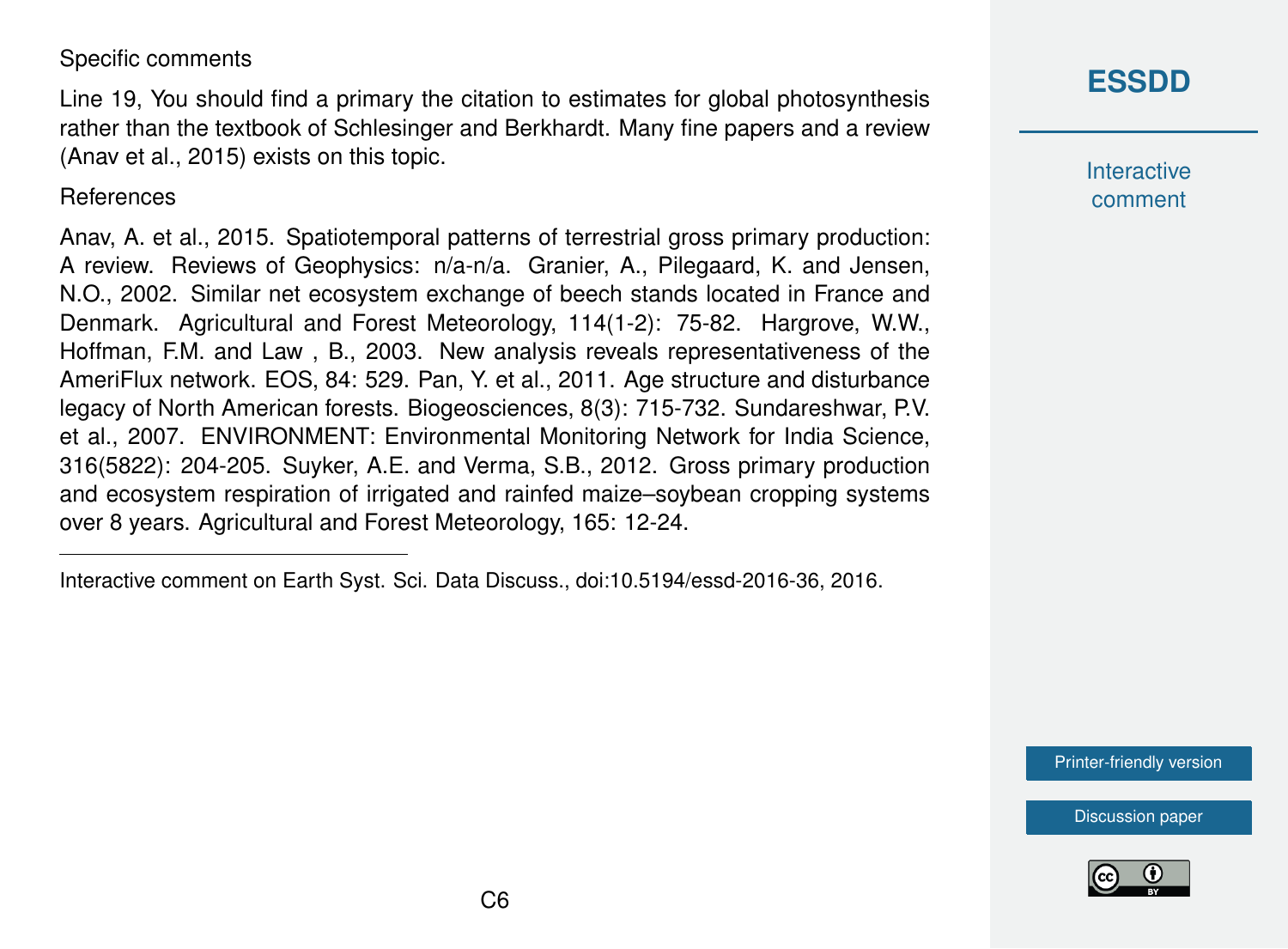Specific comments

Line 19, You should find a primary the citation to estimates for global photosynthesis rather than the textbook of Schlesinger and Berkhardt. Many fine papers and a review (Anav et al., 2015) exists on this topic.

References

Anav, A. et al., 2015. Spatiotemporal patterns of terrestrial gross primary production: A review. Reviews of Geophysics: n/a-n/a. Granier, A., Pilegaard, K. and Jensen, N.O., 2002. Similar net ecosystem exchange of beech stands located in France and Denmark. Agricultural and Forest Meteorology, 114(1-2): 75-82. Hargrove, W.W., Hoffman, F.M. and Law , B., 2003. New analysis reveals representativeness of the AmeriFlux network. EOS, 84: 529. Pan, Y. et al., 2011. Age structure and disturbance legacy of North American forests. Biogeosciences, 8(3): 715-732. Sundareshwar, P.V. et al., 2007. ENVIRONMENT: Environmental Monitoring Network for India Science, 316(5822): 204-205. Suyker, A.E. and Verma, S.B., 2012. Gross primary production and ecosystem respiration of irrigated and rainfed maize–soybean cropping systems over 8 years. Agricultural and Forest Meteorology, 165: 12-24.

---

Interactive comment on Earth Syst. Sci. Data Discuss., doi:10.5194/essd-2016-36, 2016.